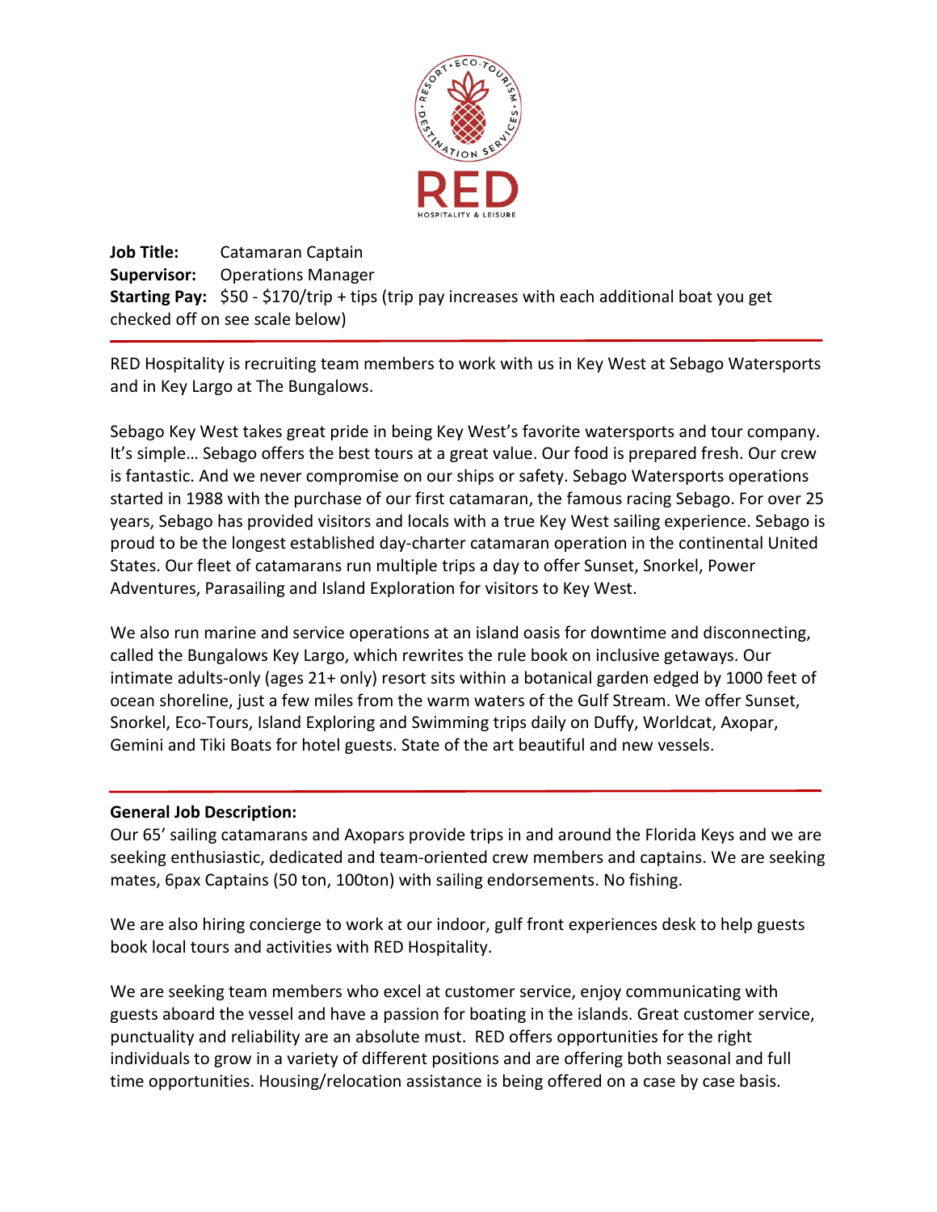**Job Title:** Catamaran Captain
**Supervisor:** Operations Manager
**Starting Pay:** $50 - $170/trip + tips (trip pay increases with each additional boat you get checked off on see scale below)

---

RED Hospitality is recruiting team members to work with us in Key West at Sebago Watersports and in Key Largo at The Bungalows.

Sebago Key West takes great pride in being Key West's favorite watersports and tour company. It's simple… Sebago offers the best tours at a great value. Our food is prepared fresh. Our crew is fantastic. And we never compromise on our ships or safety. Sebago Watersports operations started in 1988 with the purchase of our first catamaran, the famous racing Sebago. For over 25 years, Sebago has provided visitors and locals with a true Key West sailing experience. Sebago is proud to be the longest established day-charter catamaran operation in the continental United States. Our fleet of catamarans run multiple trips a day to offer Sunset, Snorkel, Power Adventures, Parasailing and Island Exploration for visitors to Key West.

We also run marine and service operations at an island oasis for downtime and disconnecting, called the Bungalows Key Largo, which rewrites the rule book on inclusive getaways. Our intimate adults-only (ages 21+ only) resort sits within a botanical garden edged by 1000 feet of ocean shoreline, just a few miles from the warm waters of the Gulf Stream. We offer Sunset, Snorkel, Eco-Tours, Island Exploring and Swimming trips daily on Duffy, Worldcat, Axopar, Gemini and Tiki Boats for hotel guests. State of the art beautiful and new vessels.

---

**General Job Description:**

Our 65' sailing catamarans and Axopars provide trips in and around the Florida Keys and we are seeking enthusiastic, dedicated and team-oriented crew members and captains. We are seeking mates, 6pax Captains (50 ton, 100ton) with sailing endorsements. No fishing.

We are also hiring concierge to work at our indoor, gulf front experiences desk to help guests book local tours and activities with RED Hospitality.

We are seeking team members who excel at customer service, enjoy communicating with guests aboard the vessel and have a passion for boating in the islands. Great customer service, punctuality and reliability are an absolute must. RED offers opportunities for the right individuals to grow in a variety of different positions and are offering both seasonal and full time opportunities. Housing/relocation assistance is being offered on a case by case basis.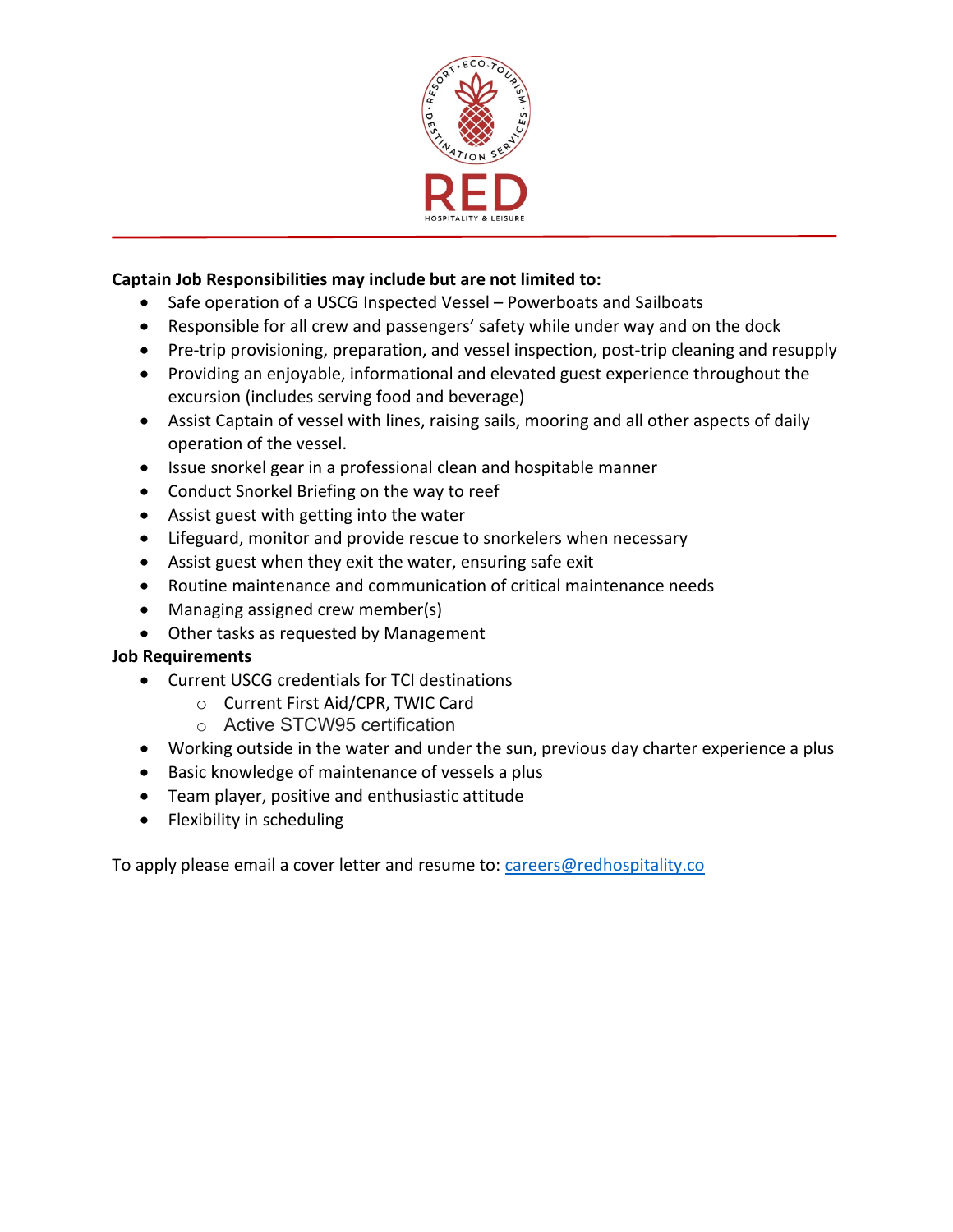**Captain Job Responsibilities may include but are not limited to:**

- Safe operation of a USCG Inspected Vessel – Powerboats and Sailboats
- Responsible for all crew and passengers' safety while under way and on the dock
- Pre-trip provisioning, preparation, and vessel inspection, post-trip cleaning and resupply
- Providing an enjoyable, informational and elevated guest experience throughout the excursion (includes serving food and beverage)
- Assist Captain of vessel with lines, raising sails, mooring and all other aspects of daily operation of the vessel.
- Issue snorkel gear in a professional clean and hospitable manner
- Conduct Snorkel Briefing on the way to reef
- Assist guest with getting into the water
- Lifeguard, monitor and provide rescue to snorkelers when necessary
- Assist guest when they exit the water, ensuring safe exit
- Routine maintenance and communication of critical maintenance needs
- Managing assigned crew member(s)
- Other tasks as requested by Management

**Job Requirements**

- Current USCG credentials for TCI destinations
  - Current First Aid/CPR, TWIC Card
  - Active STCW95 certification
- Working outside in the water and under the sun, previous day charter experience a plus
- Basic knowledge of maintenance of vessels a plus
- Team player, positive and enthusiastic attitude
- Flexibility in scheduling

To apply please email a cover letter and resume to: careers@redhospitality.co